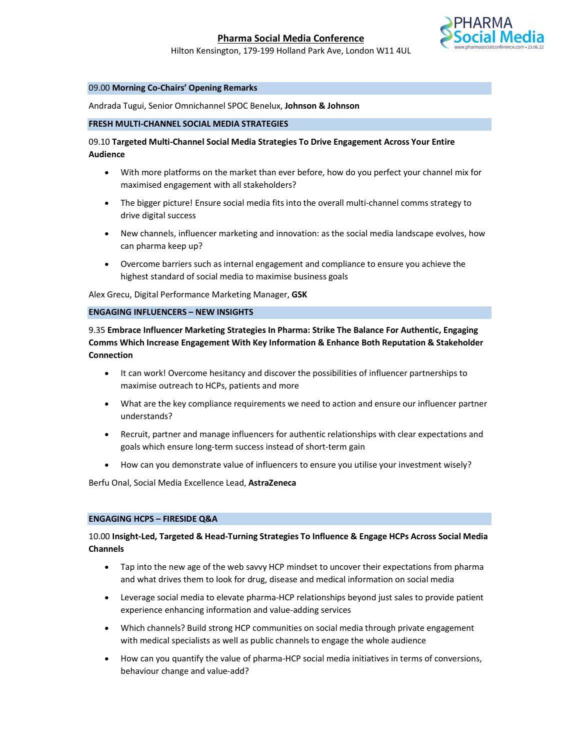# Pharma Social Media Conference

Hilton Kensington, 179-199 Holland Park Ave, London W11 4UL

PHARMA Social Media
www.pharmasocialconference.com • 23.06.22

09.00 **Morning Co-Chairs' Opening Remarks**

Andrada Tugui, Senior Omnichannel SPOC Benelux, **Johnson & Johnson**

## FRESH MULTI-CHANNEL SOCIAL MEDIA STRATEGIES

09.10 **Targeted Multi-Channel Social Media Strategies To Drive Engagement Across Your Entire Audience**

- With more platforms on the market than ever before, how do you perfect your channel mix for maximised engagement with all stakeholders?
- The bigger picture! Ensure social media fits into the overall multi-channel comms strategy to drive digital success
- New channels, influencer marketing and innovation: as the social media landscape evolves, how can pharma keep up?
- Overcome barriers such as internal engagement and compliance to ensure you achieve the highest standard of social media to maximise business goals

Alex Grecu, Digital Performance Marketing Manager, **GSK**

## ENGAGING INFLUENCERS – NEW INSIGHTS

9.35 **Embrace Influencer Marketing Strategies In Pharma: Strike The Balance For Authentic, Engaging Comms Which Increase Engagement With Key Information & Enhance Both Reputation & Stakeholder Connection**

- It can work! Overcome hesitancy and discover the possibilities of influencer partnerships to maximise outreach to HCPs, patients and more
- What are the key compliance requirements we need to action and ensure our influencer partner understands?
- Recruit, partner and manage influencers for authentic relationships with clear expectations and goals which ensure long-term success instead of short-term gain
- How can you demonstrate value of influencers to ensure you utilise your investment wisely?

Berfu Onal, Social Media Excellence Lead, **AstraZeneca**

## ENGAGING HCPS – FIRESIDE Q&A

10.00 **Insight-Led, Targeted & Head-Turning Strategies To Influence & Engage HCPs Across Social Media Channels**

- Tap into the new age of the web savvy HCP mindset to uncover their expectations from pharma and what drives them to look for drug, disease and medical information on social media
- Leverage social media to elevate pharma-HCP relationships beyond just sales to provide patient experience enhancing information and value-adding services
- Which channels? Build strong HCP communities on social media through private engagement with medical specialists as well as public channels to engage the whole audience
- How can you quantify the value of pharma-HCP social media initiatives in terms of conversions, behaviour change and value-add?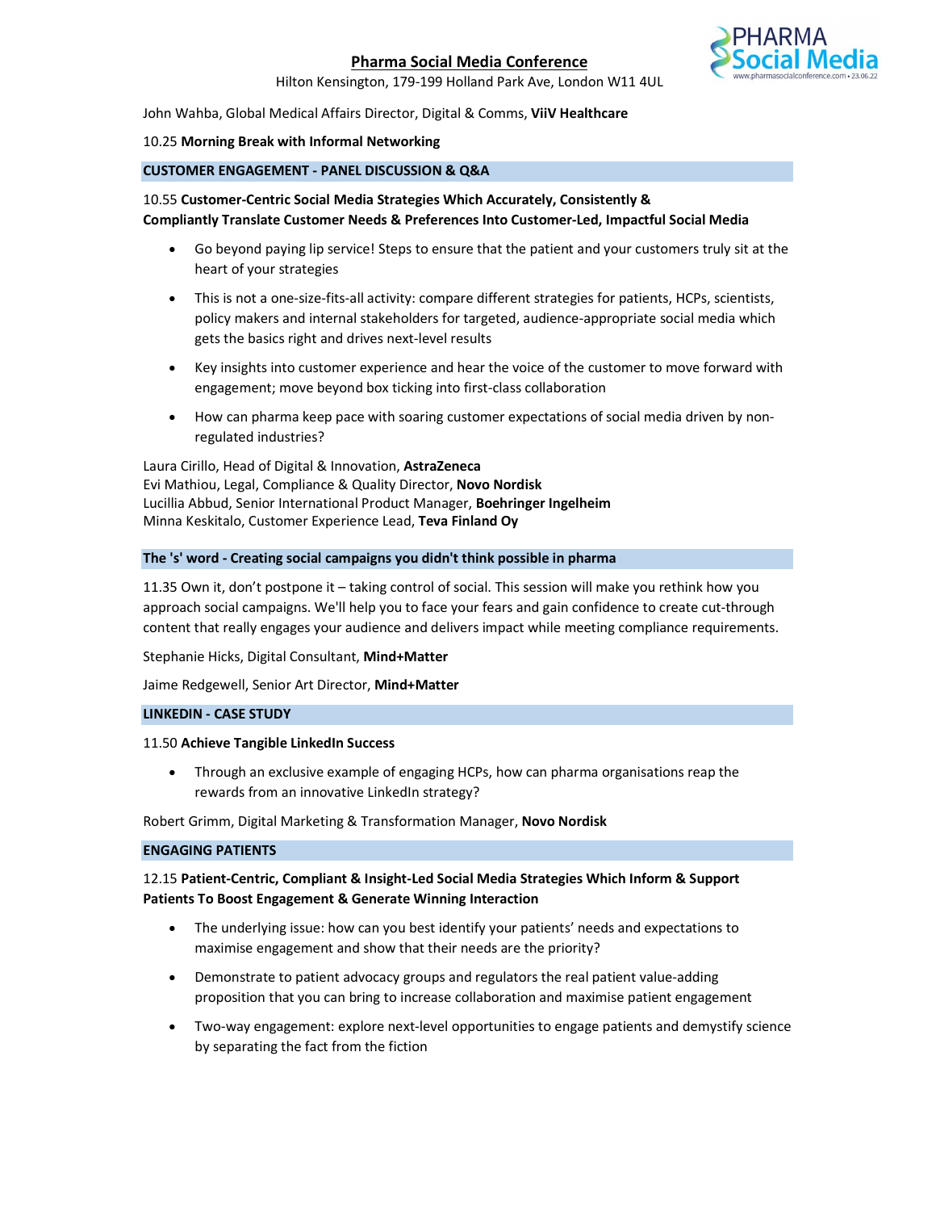John Wahba, Global Medical Affairs Director, Digital & Comms, **ViiV Healthcare**

10.25 **Morning Break with Informal Networking**

## CUSTOMER ENGAGEMENT - PANEL DISCUSSION & Q&A

10.55 **Customer-Centric Social Media Strategies Which Accurately, Consistently & Compliantly Translate Customer Needs & Preferences Into Customer-Led, Impactful Social Media**

- Go beyond paying lip service! Steps to ensure that the patient and your customers truly sit at the heart of your strategies
- This is not a one-size-fits-all activity: compare different strategies for patients, HCPs, scientists, policy makers and internal stakeholders for targeted, audience-appropriate social media which gets the basics right and drives next-level results
- Key insights into customer experience and hear the voice of the customer to move forward with engagement; move beyond box ticking into first-class collaboration
- How can pharma keep pace with soaring customer expectations of social media driven by non-regulated industries?

Laura Cirillo, Head of Digital & Innovation, **AstraZeneca**
Evi Mathiou, Legal, Compliance & Quality Director, **Novo Nordisk**
Lucillia Abbud, Senior International Product Manager, **Boehringer Ingelheim**
Minna Keskitalo, Customer Experience Lead, **Teva Finland Oy**

## The 's' word - Creating social campaigns you didn't think possible in pharma

11.35 Own it, don't postpone it – taking control of social. This session will make you rethink how you approach social campaigns. We'll help you to face your fears and gain confidence to create cut-through content that really engages your audience and delivers impact while meeting compliance requirements.

Stephanie Hicks, Digital Consultant, **Mind+Matter**

Jaime Redgewell, Senior Art Director, **Mind+Matter**

## LINKEDIN - CASE STUDY

11.50 **Achieve Tangible LinkedIn Success**

- Through an exclusive example of engaging HCPs, how can pharma organisations reap the rewards from an innovative LinkedIn strategy?

Robert Grimm, Digital Marketing & Transformation Manager, **Novo Nordisk**

## ENGAGING PATIENTS

12.15 **Patient-Centric, Compliant & Insight-Led Social Media Strategies Which Inform & Support Patients To Boost Engagement & Generate Winning Interaction**

- The underlying issue: how can you best identify your patients' needs and expectations to maximise engagement and show that their needs are the priority?
- Demonstrate to patient advocacy groups and regulators the real patient value-adding proposition that you can bring to increase collaboration and maximise patient engagement
- Two-way engagement: explore next-level opportunities to engage patients and demystify science by separating the fact from the fiction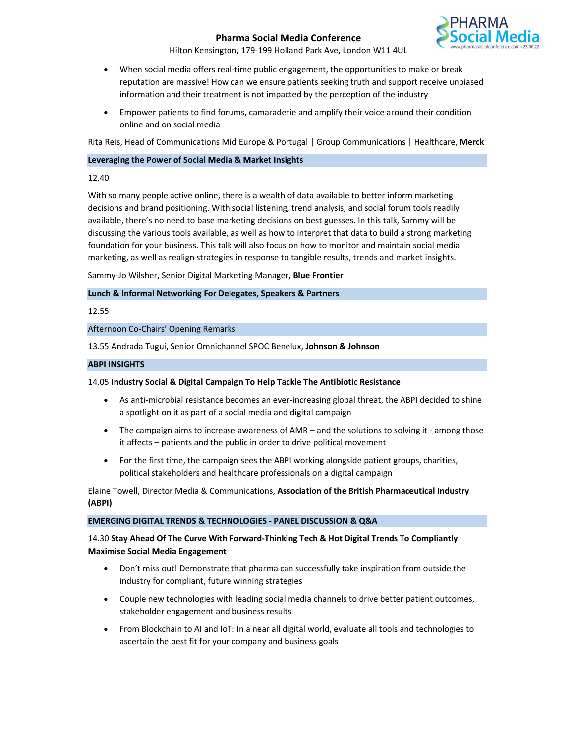- When social media offers real-time public engagement, the opportunities to make or break reputation are massive! How can we ensure patients seeking truth and support receive unbiased information and their treatment is not impacted by the perception of the industry
- Empower patients to find forums, camaraderie and amplify their voice around their condition online and on social media

Rita Reis, Head of Communications Mid Europe & Portugal | Group Communications | Healthcare, **Merck**

**Leveraging the Power of Social Media & Market Insights**

12.40

With so many people active online, there is a wealth of data available to better inform marketing decisions and brand positioning. With social listening, trend analysis, and social forum tools readily available, there's no need to base marketing decisions on best guesses. In this talk, Sammy will be discussing the various tools available, as well as how to interpret that data to build a strong marketing foundation for your business. This talk will also focus on how to monitor and maintain social media marketing, as well as realign strategies in response to tangible results, trends and market insights.

Sammy-Jo Wilsher, Senior Digital Marketing Manager, **Blue Frontier**

**Lunch & Informal Networking For Delegates, Speakers & Partners**

12.55

Afternoon Co-Chairs' Opening Remarks

13.55 Andrada Tugui, Senior Omnichannel SPOC Benelux, **Johnson & Johnson**

**ABPI INSIGHTS**

14.05 **Industry Social & Digital Campaign To Help Tackle The Antibiotic Resistance**

- As anti-microbial resistance becomes an ever-increasing global threat, the ABPI decided to shine a spotlight on it as part of a social media and digital campaign
- The campaign aims to increase awareness of AMR – and the solutions to solving it - among those it affects – patients and the public in order to drive political movement
- For the first time, the campaign sees the ABPI working alongside patient groups, charities, political stakeholders and healthcare professionals on a digital campaign

Elaine Towell, Director Media & Communications, **Association of the British Pharmaceutical Industry (ABPI)**

**EMERGING DIGITAL TRENDS & TECHNOLOGIES - PANEL DISCUSSION & Q&A**

14.30 **Stay Ahead Of The Curve With Forward-Thinking Tech & Hot Digital Trends To Compliantly Maximise Social Media Engagement**

- Don't miss out! Demonstrate that pharma can successfully take inspiration from outside the industry for compliant, future winning strategies
- Couple new technologies with leading social media channels to drive better patient outcomes, stakeholder engagement and business results
- From Blockchain to AI and IoT: In a near all digital world, evaluate all tools and technologies to ascertain the best fit for your company and business goals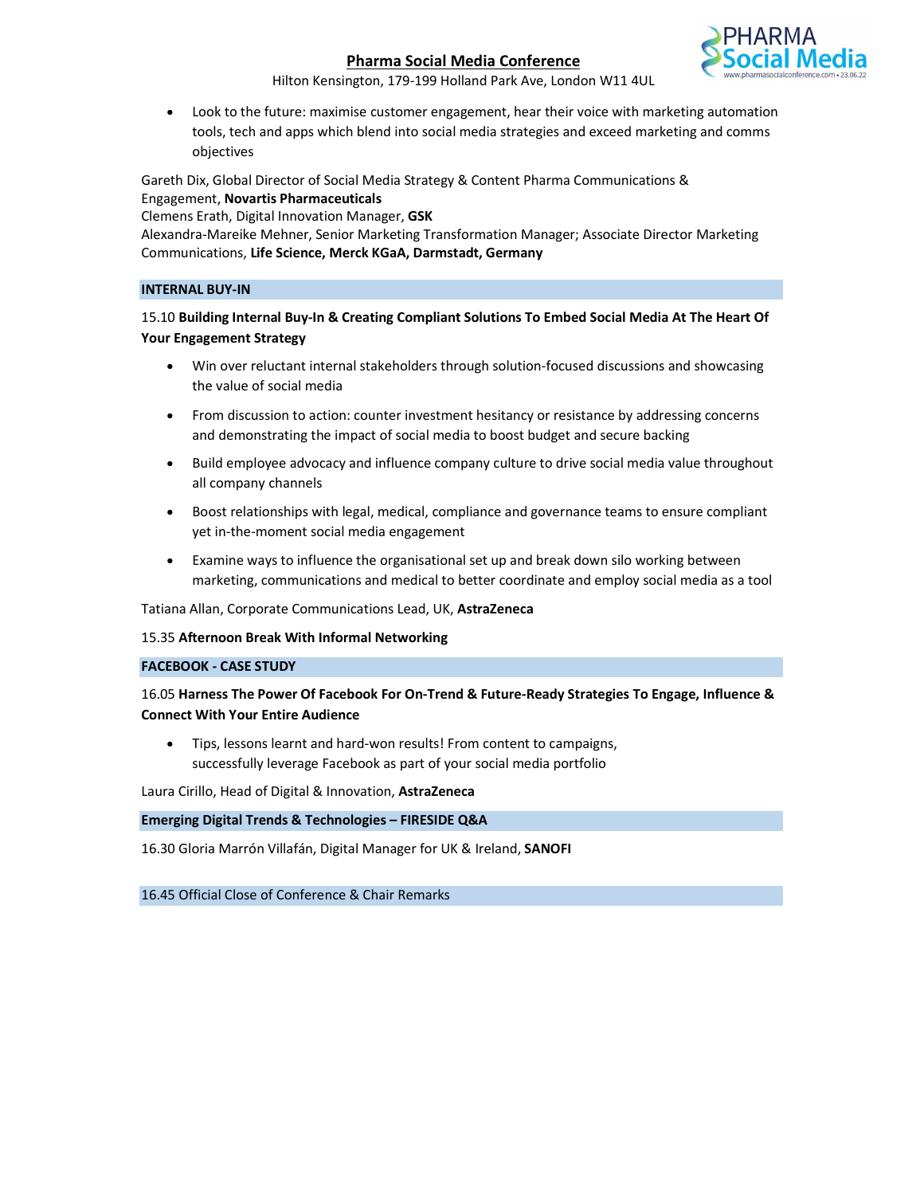- Look to the future: maximise customer engagement, hear their voice with marketing automation tools, tech and apps which blend into social media strategies and exceed marketing and comms objectives

Gareth Dix, Global Director of Social Media Strategy & Content Pharma Communications & Engagement, **Novartis Pharmaceuticals**
Clemens Erath, Digital Innovation Manager, **GSK**
Alexandra-Mareike Mehner, Senior Marketing Transformation Manager; Associate Director Marketing Communications, **Life Science, Merck KGaA, Darmstadt, Germany**

**INTERNAL BUY-IN**

15.10 **Building Internal Buy-In & Creating Compliant Solutions To Embed Social Media At The Heart Of Your Engagement Strategy**

- Win over reluctant internal stakeholders through solution-focused discussions and showcasing the value of social media
- From discussion to action: counter investment hesitancy or resistance by addressing concerns and demonstrating the impact of social media to boost budget and secure backing
- Build employee advocacy and influence company culture to drive social media value throughout all company channels
- Boost relationships with legal, medical, compliance and governance teams to ensure compliant yet in-the-moment social media engagement
- Examine ways to influence the organisational set up and break down silo working between marketing, communications and medical to better coordinate and employ social media as a tool

Tatiana Allan, Corporate Communications Lead, UK, **AstraZeneca**

15.35 **Afternoon Break With Informal Networking**

**FACEBOOK - CASE STUDY**

16.05 **Harness The Power Of Facebook For On-Trend & Future-Ready Strategies To Engage, Influence & Connect With Your Entire Audience**

- Tips, lessons learnt and hard-won results! From content to campaigns, successfully leverage Facebook as part of your social media portfolio

Laura Cirillo, Head of Digital & Innovation, **AstraZeneca**

**Emerging Digital Trends & Technologies – FIRESIDE Q&A**

16.30 Gloria Marrón Villafán, Digital Manager for UK & Ireland, **SANOFI**

16.45 Official Close of Conference & Chair Remarks